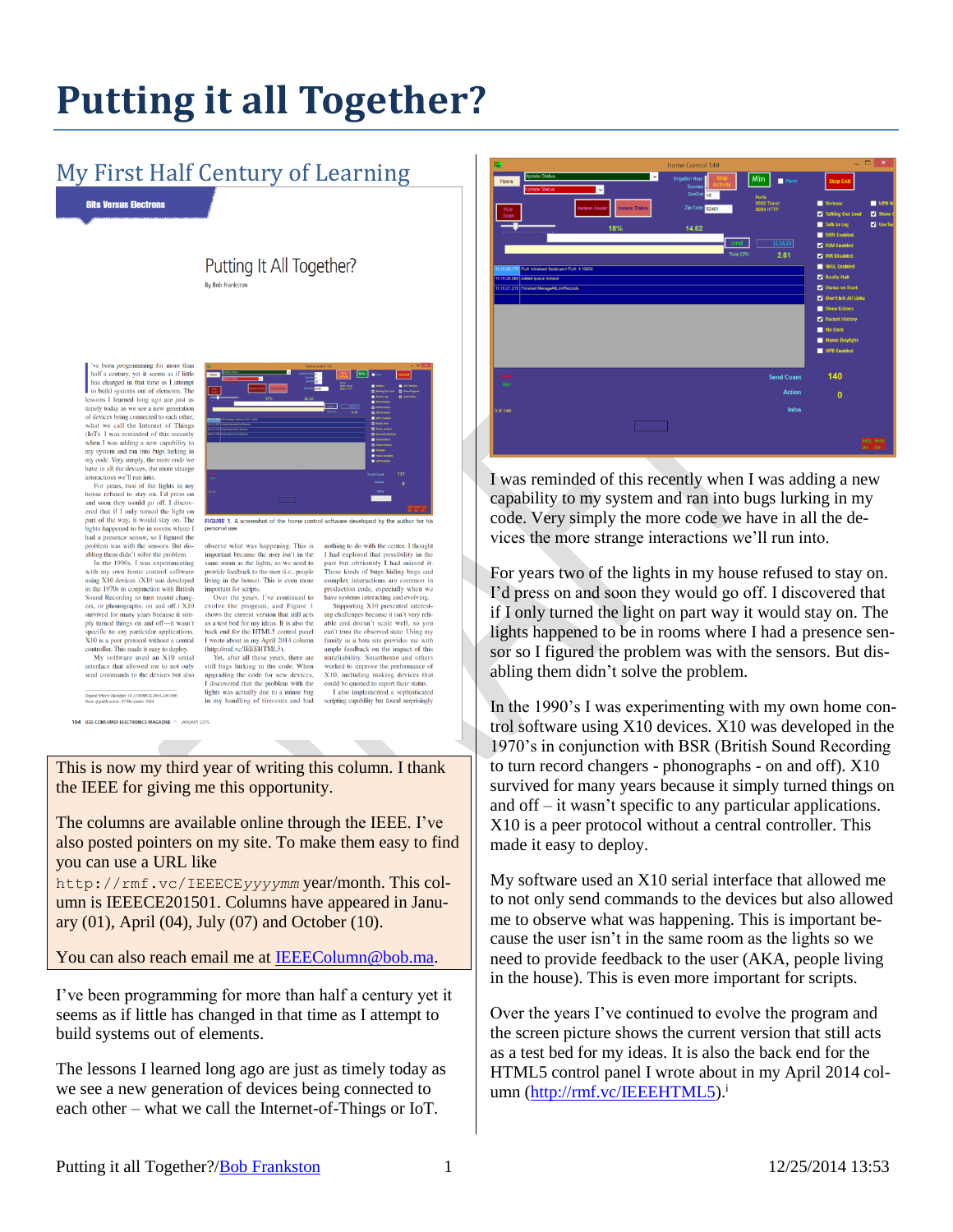# Putting it all Together?

## My First Half Century of Learning

This is now my third year of writing this column. I thank the IEEE for giving me this opportunity.

The columns are available online through the IEEE. I've also posted pointers on my site. To make them easy to find you can use a URL like `http://rmf.vc/IEEECE`*yyyymm* year/month. This column is IEEECE201501. Columns have appeared in January (01), April (04), July (07) and October (10).

You can also reach email me at IEEEColumn@bob.ma.

I've been programming for more than half a century yet it seems as if little has changed in that time as I attempt to build systems out of elements.

The lessons I learned long ago are just as timely today as we see a new generation of devices being connected to each other – what we call the Internet-of-Things or IoT.

I was reminded of this recently when I was adding a new capability to my system and ran into bugs lurking in my code. Very simply the more code we have in all the devices the more strange interactions we'll run into.

For years two of the lights in my house refused to stay on. I'd press on and soon they would go off. I discovered that if I only turned the light on part way it would stay on. The lights happened to be in rooms where I had a presence sensor so I figured the problem was with the sensors. But disabling them didn't solve the problem.

In the 1990's I was experimenting with my own home control software using X10 devices. X10 was developed in the 1970's in conjunction with BSR (British Sound Recording to turn record changers - phonographs - on and off). X10 survived for many years because it simply turned things on and off – it wasn't specific to any particular applications. X10 is a peer protocol without a central controller. This made it easy to deploy.

My software used an X10 serial interface that allowed me to not only send commands to the devices but also allowed me to observe what was happening. This is important because the user isn't in the same room as the lights so we need to provide feedback to the user (AKA, people living in the house). This is even more important for scripts.

Over the years I've continued to evolve the program and the screen picture shows the current version that still acts as a test bed for my ideas. It is also the back end for the HTML5 control panel I wrote about in my April 2014 column (http://rmf.vc/IEEEHTML5).[i]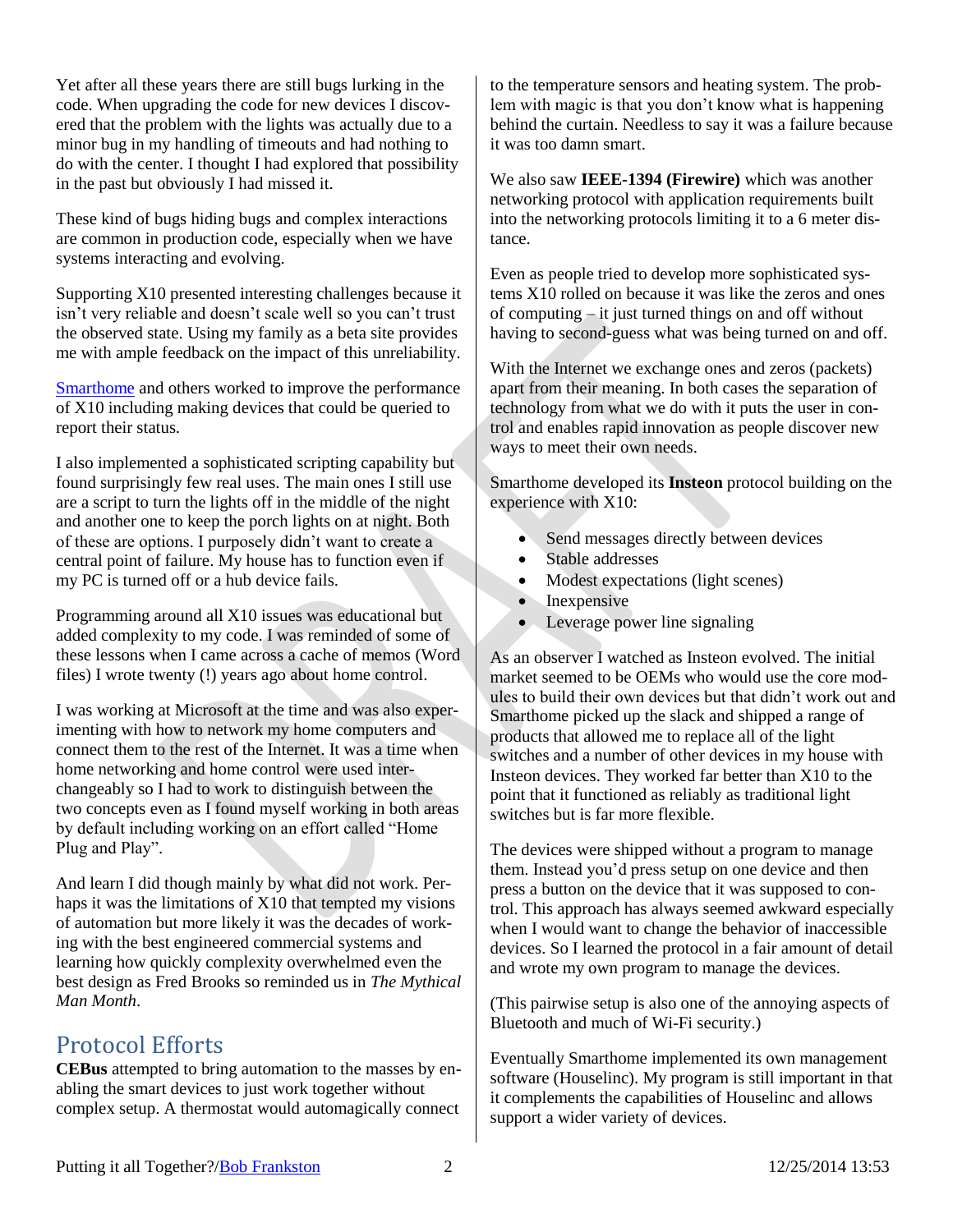Yet after all these years there are still bugs lurking in the code. When upgrading the code for new devices I discovered that the problem with the lights was actually due to a minor bug in my handling of timeouts and had nothing to do with the center. I thought I had explored that possibility in the past but obviously I had missed it.

These kind of bugs hiding bugs and complex interactions are common in production code, especially when we have systems interacting and evolving.

Supporting X10 presented interesting challenges because it isn't very reliable and doesn't scale well so you can't trust the observed state. Using my family as a beta site provides me with ample feedback on the impact of this unreliability.

Smarthome and others worked to improve the performance of X10 including making devices that could be queried to report their status.

I also implemented a sophisticated scripting capability but found surprisingly few real uses. The main ones I still use are a script to turn the lights off in the middle of the night and another one to keep the porch lights on at night. Both of these are options. I purposely didn't want to create a central point of failure. My house has to function even if my PC is turned off or a hub device fails.

Programming around all X10 issues was educational but added complexity to my code. I was reminded of some of these lessons when I came across a cache of memos (Word files) I wrote twenty (!) years ago about home control.

I was working at Microsoft at the time and was also experimenting with how to network my home computers and connect them to the rest of the Internet. It was a time when home networking and home control were used interchangeably so I had to work to distinguish between the two concepts even as I found myself working in both areas by default including working on an effort called "Home Plug and Play".

And learn I did though mainly by what did not work. Perhaps it was the limitations of X10 that tempted my visions of automation but more likely it was the decades of working with the best engineered commercial systems and learning how quickly complexity overwhelmed even the best design as Fred Brooks so reminded us in *The Mythical Man Month*.

## Protocol Efforts

**CEBus** attempted to bring automation to the masses by enabling the smart devices to just work together without complex setup. A thermostat would automagically connect to the temperature sensors and heating system. The problem with magic is that you don't know what is happening behind the curtain. Needless to say it was a failure because it was too damn smart.

We also saw **IEEE-1394 (Firewire)** which was another networking protocol with application requirements built into the networking protocols limiting it to a 6 meter distance.

Even as people tried to develop more sophisticated systems X10 rolled on because it was like the zeros and ones of computing – it just turned things on and off without having to second-guess what was being turned on and off.

With the Internet we exchange ones and zeros (packets) apart from their meaning. In both cases the separation of technology from what we do with it puts the user in control and enables rapid innovation as people discover new ways to meet their own needs.

Smarthome developed its **Insteon** protocol building on the experience with X10:

- Send messages directly between devices
- Stable addresses
- Modest expectations (light scenes)
- Inexpensive
- Leverage power line signaling

As an observer I watched as Insteon evolved. The initial market seemed to be OEMs who would use the core modules to build their own devices but that didn't work out and Smarthome picked up the slack and shipped a range of products that allowed me to replace all of the light switches and a number of other devices in my house with Insteon devices. They worked far better than X10 to the point that it functioned as reliably as traditional light switches but is far more flexible.

The devices were shipped without a program to manage them. Instead you'd press setup on one device and then press a button on the device that it was supposed to control. This approach has always seemed awkward especially when I would want to change the behavior of inaccessible devices. So I learned the protocol in a fair amount of detail and wrote my own program to manage the devices.

(This pairwise setup is also one of the annoying aspects of Bluetooth and much of Wi-Fi security.)

Eventually Smarthome implemented its own management software (Houselinc). My program is still important in that it complements the capabilities of Houselinc and allows support a wider variety of devices.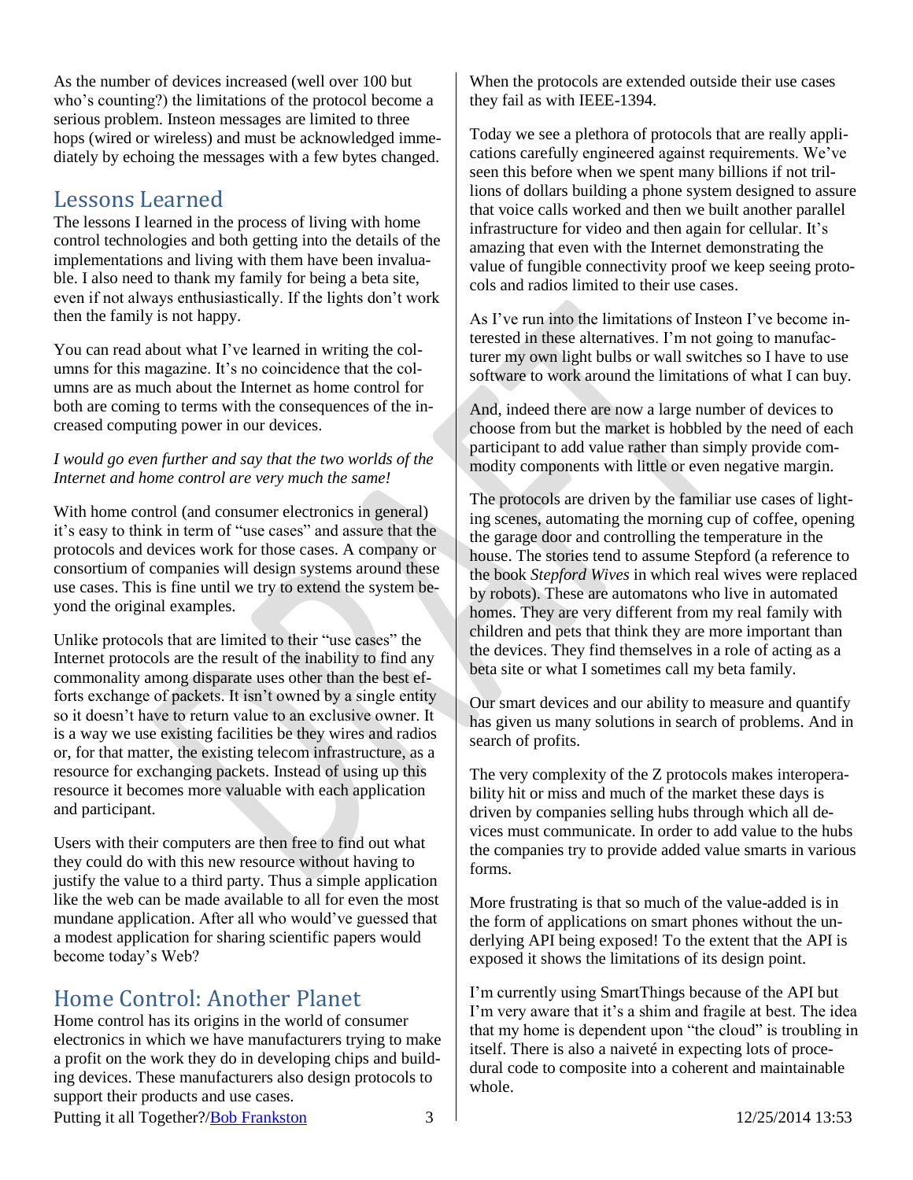As the number of devices increased (well over 100 but who's counting?) the limitations of the protocol become a serious problem. Insteon messages are limited to three hops (wired or wireless) and must be acknowledged immediately by echoing the messages with a few bytes changed.

## Lessons Learned

The lessons I learned in the process of living with home control technologies and both getting into the details of the implementations and living with them have been invaluable. I also need to thank my family for being a beta site, even if not always enthusiastically. If the lights don't work then the family is not happy.

You can read about what I've learned in writing the columns for this magazine. It's no coincidence that the columns are as much about the Internet as home control for both are coming to terms with the consequences of the increased computing power in our devices.

*I would go even further and say that the two worlds of the Internet and home control are very much the same!*

With home control (and consumer electronics in general) it's easy to think in term of "use cases" and assure that the protocols and devices work for those cases. A company or consortium of companies will design systems around these use cases. This is fine until we try to extend the system beyond the original examples.

Unlike protocols that are limited to their "use cases" the Internet protocols are the result of the inability to find any commonality among disparate uses other than the best efforts exchange of packets. It isn't owned by a single entity so it doesn't have to return value to an exclusive owner. It is a way we use existing facilities be they wires and radios or, for that matter, the existing telecom infrastructure, as a resource for exchanging packets. Instead of using up this resource it becomes more valuable with each application and participant.

Users with their computers are then free to find out what they could do with this new resource without having to justify the value to a third party. Thus a simple application like the web can be made available to all for even the most mundane application. After all who would've guessed that a modest application for sharing scientific papers would become today's Web?

## Home Control: Another Planet

Home control has its origins in the world of consumer electronics in which we have manufacturers trying to make a profit on the work they do in developing chips and building devices. These manufacturers also design protocols to support their products and use cases.

When the protocols are extended outside their use cases they fail as with IEEE-1394.

Today we see a plethora of protocols that are really applications carefully engineered against requirements. We've seen this before when we spent many billions if not trillions of dollars building a phone system designed to assure that voice calls worked and then we built another parallel infrastructure for video and then again for cellular. It's amazing that even with the Internet demonstrating the value of fungible connectivity proof we keep seeing protocols and radios limited to their use cases.

As I've run into the limitations of Insteon I've become interested in these alternatives. I'm not going to manufacturer my own light bulbs or wall switches so I have to use software to work around the limitations of what I can buy.

And, indeed there are now a large number of devices to choose from but the market is hobbled by the need of each participant to add value rather than simply provide commodity components with little or even negative margin.

The protocols are driven by the familiar use cases of lighting scenes, automating the morning cup of coffee, opening the garage door and controlling the temperature in the house. The stories tend to assume Stepford (a reference to the book *Stepford Wives* in which real wives were replaced by robots). These are automatons who live in automated homes. They are very different from my real family with children and pets that think they are more important than the devices. They find themselves in a role of acting as a beta site or what I sometimes call my beta family.

Our smart devices and our ability to measure and quantify has given us many solutions in search of problems. And in search of profits.

The very complexity of the Z protocols makes interoperability hit or miss and much of the market these days is driven by companies selling hubs through which all devices must communicate. In order to add value to the hubs the companies try to provide added value smarts in various forms.

More frustrating is that so much of the value-added is in the form of applications on smart phones without the underlying API being exposed! To the extent that the API is exposed it shows the limitations of its design point.

I'm currently using SmartThings because of the API but I'm very aware that it's a shim and fragile at best. The idea that my home is dependent upon "the cloud" is troubling in itself. There is also a naiveté in expecting lots of procedural code to composite into a coherent and maintainable whole.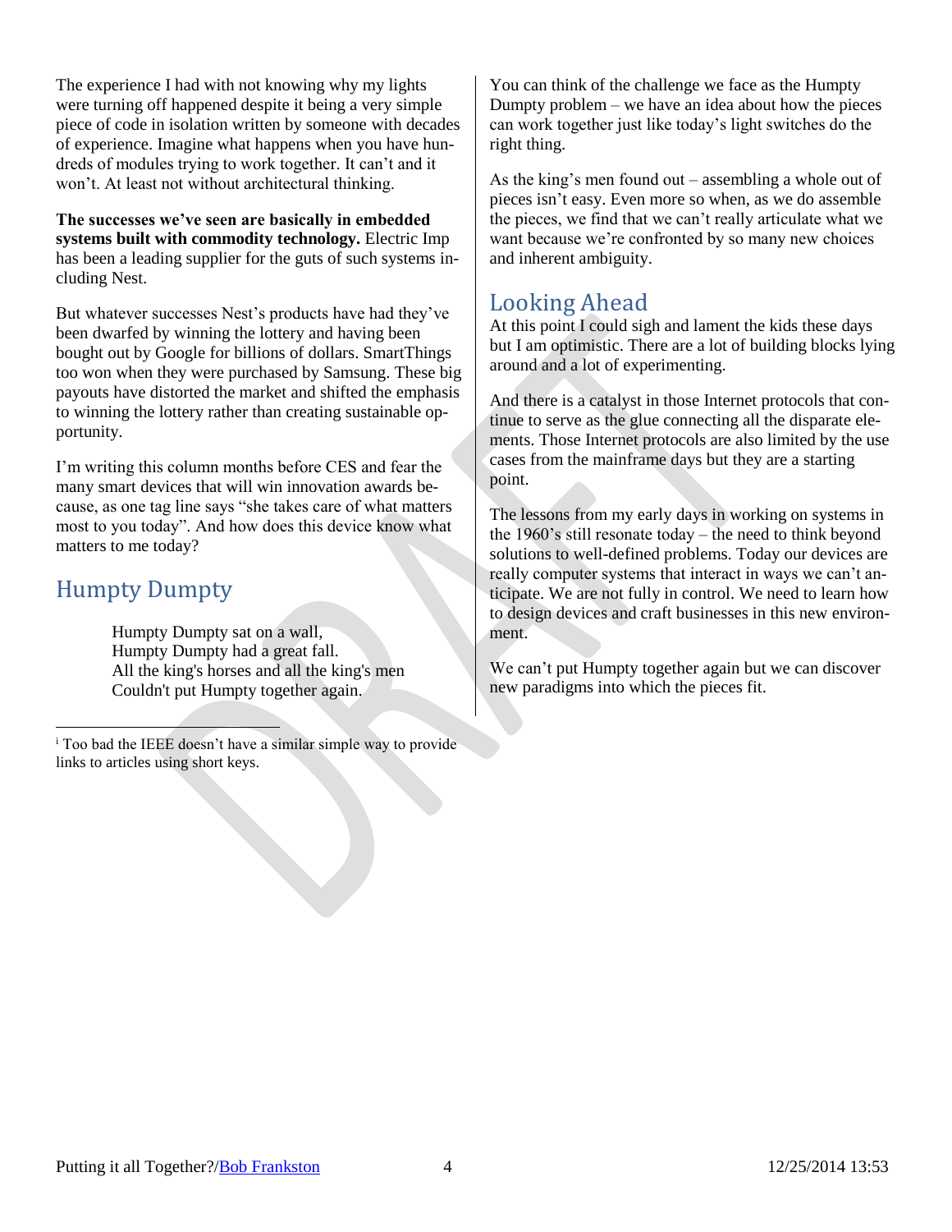The experience I had with not knowing why my lights were turning off happened despite it being a very simple piece of code in isolation written by someone with decades of experience. Imagine what happens when you have hundreds of modules trying to work together. It can't and it won't. At least not without architectural thinking.

**The successes we've seen are basically in embedded systems built with commodity technology.** Electric Imp has been a leading supplier for the guts of such systems including Nest.

But whatever successes Nest's products have had they've been dwarfed by winning the lottery and having been bought out by Google for billions of dollars. SmartThings too won when they were purchased by Samsung. These big payouts have distorted the market and shifted the emphasis to winning the lottery rather than creating sustainable opportunity.

I'm writing this column months before CES and fear the many smart devices that will win innovation awards because, as one tag line says "she takes care of what matters most to you today". And how does this device know what matters to me today?

## Humpty Dumpty

> Humpty Dumpty sat on a wall,
> Humpty Dumpty had a great fall.
> All the king's horses and all the king's men
> Couldn't put Humpty together again.

You can think of the challenge we face as the Humpty Dumpty problem – we have an idea about how the pieces can work together just like today's light switches do the right thing.

As the king's men found out – assembling a whole out of pieces isn't easy. Even more so when, as we do assemble the pieces, we find that we can't really articulate what we want because we're confronted by so many new choices and inherent ambiguity.

## Looking Ahead

At this point I could sigh and lament the kids these days but I am optimistic. There are a lot of building blocks lying around and a lot of experimenting.

And there is a catalyst in those Internet protocols that continue to serve as the glue connecting all the disparate elements. Those Internet protocols are also limited by the use cases from the mainframe days but they are a starting point.

The lessons from my early days in working on systems in the 1960's still resonate today – the need to think beyond solutions to well-defined problems. Today our devices are really computer systems that interact in ways we can't anticipate. We are not fully in control. We need to learn how to design devices and craft businesses in this new environment.

We can't put Humpty together again but we can discover new paradigms into which the pieces fit.

---

[i] Too bad the IEEE doesn't have a similar simple way to provide links to articles using short keys.